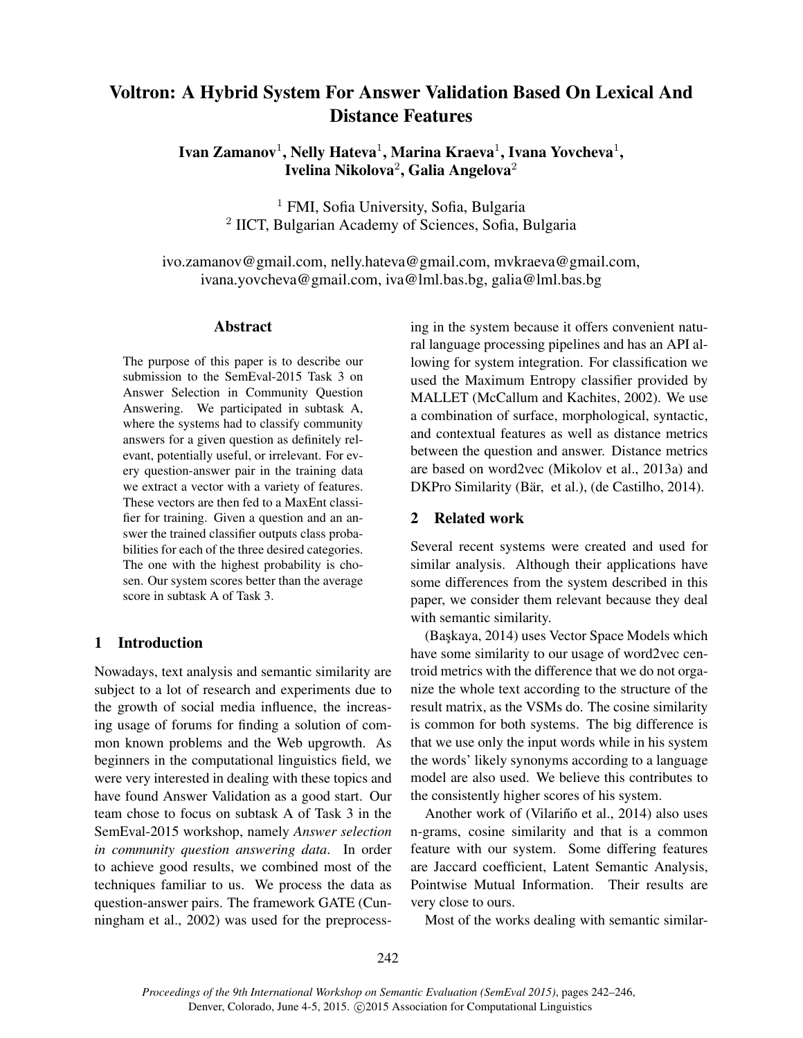# Voltron: A Hybrid System For Answer Validation Based On Lexical And Distance Features

**Ivan Zamanov[1], Nelly Hateva[1], Marina Kraeva[1], Ivana Yovcheva[1], Ivelina Nikolova[2], Galia Angelova[2]**

[1] FMI, Sofia University, Sofia, Bulgaria
[2] IICT, Bulgarian Academy of Sciences, Sofia, Bulgaria

ivo.zamanov@gmail.com, nelly.hateva@gmail.com, mvkraeva@gmail.com, ivana.yovcheva@gmail.com, iva@lml.bas.bg, galia@lml.bas.bg

## Abstract

The purpose of this paper is to describe our submission to the SemEval-2015 Task 3 on Answer Selection in Community Question Answering. We participated in subtask A, where the systems had to classify community answers for a given question as definitely relevant, potentially useful, or irrelevant. For every question-answer pair in the training data we extract a vector with a variety of features. These vectors are then fed to a MaxEnt classifier for training. Given a question and an answer the trained classifier outputs class probabilities for each of the three desired categories. The one with the highest probability is chosen. Our system scores better than the average score in subtask A of Task 3.

## 1 Introduction

Nowadays, text analysis and semantic similarity are subject to a lot of research and experiments due to the growth of social media influence, the increasing usage of forums for finding a solution of common known problems and the Web upgrowth. As beginners in the computational linguistics field, we were very interested in dealing with these topics and have found Answer Validation as a good start. Our team chose to focus on subtask A of Task 3 in the SemEval-2015 workshop, namely *Answer selection in community question answering data*. In order to achieve good results, we combined most of the techniques familiar to us. We process the data as question-answer pairs. The framework GATE (Cunningham et al., 2002) was used for the preprocessing in the system because it offers convenient natural language processing pipelines and has an API allowing for system integration. For classification we used the Maximum Entropy classifier provided by MALLET (McCallum and Kachites, 2002). We use a combination of surface, morphological, syntactic, and contextual features as well as distance metrics between the question and answer. Distance metrics are based on word2vec (Mikolov et al., 2013a) and DKPro Similarity (Bär, et al.), (de Castilho, 2014).

## 2 Related work

Several recent systems were created and used for similar analysis. Although their applications have some differences from the system described in this paper, we consider them relevant because they deal with semantic similarity.

(Başkaya, 2014) uses Vector Space Models which have some similarity to our usage of word2vec centroid metrics with the difference that we do not organize the whole text according to the structure of the result matrix, as the VSMs do. The cosine similarity is common for both systems. The big difference is that we use only the input words while in his system the words' likely synonyms according to a language model are also used. We believe this contributes to the consistently higher scores of his system.

Another work of (Vilariño et al., 2014) also uses n-grams, cosine similarity and that is a common feature with our system. Some differing features are Jaccard coefficient, Latent Semantic Analysis, Pointwise Mutual Information. Their results are very close to ours.

Most of the works dealing with semantic similar-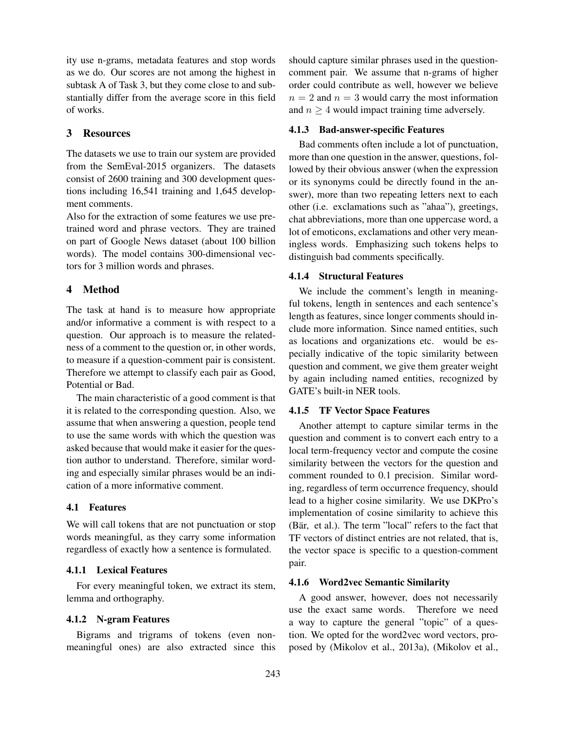ity use n-grams, metadata features and stop words as we do. Our scores are not among the highest in subtask A of Task 3, but they come close to and substantially differ from the average score in this field of works.

## 3 Resources

The datasets we use to train our system are provided from the SemEval-2015 organizers. The datasets consist of 2600 training and 300 development questions including 16,541 training and 1,645 development comments.

Also for the extraction of some features we use pretrained word and phrase vectors. They are trained on part of Google News dataset (about 100 billion words). The model contains 300-dimensional vectors for 3 million words and phrases.

## 4 Method

The task at hand is to measure how appropriate and/or informative a comment is with respect to a question. Our approach is to measure the relatedness of a comment to the question or, in other words, to measure if a question-comment pair is consistent. Therefore we attempt to classify each pair as Good, Potential or Bad.

The main characteristic of a good comment is that it is related to the corresponding question. Also, we assume that when answering a question, people tend to use the same words with which the question was asked because that would make it easier for the question author to understand. Therefore, similar wording and especially similar phrases would be an indication of a more informative comment.

### 4.1 Features

We will call tokens that are not punctuation or stop words meaningful, as they carry some information regardless of exactly how a sentence is formulated.

#### 4.1.1 Lexical Features

For every meaningful token, we extract its stem, lemma and orthography.

#### 4.1.2 N-gram Features

Bigrams and trigrams of tokens (even non-meaningful ones) are also extracted since this should capture similar phrases used in the question-comment pair. We assume that n-grams of higher order could contribute as well, however we believe $n = 2$ and $n = 3$ would carry the most information and $n \geq 4$ would impact training time adversely.

#### 4.1.3 Bad-answer-specific Features

Bad comments often include a lot of punctuation, more than one question in the answer, questions, followed by their obvious answer (when the expression or its synonyms could be directly found in the answer), more than two repeating letters next to each other (i.e. exclamations such as "ahaa"), greetings, chat abbreviations, more than one uppercase word, a lot of emoticons, exclamations and other very meaningless words. Emphasizing such tokens helps to distinguish bad comments specifically.

#### 4.1.4 Structural Features

We include the comment's length in meaningful tokens, length in sentences and each sentence's length as features, since longer comments should include more information. Since named entities, such as locations and organizations etc. would be especially indicative of the topic similarity between question and comment, we give them greater weight by again including named entities, recognized by GATE's built-in NER tools.

#### 4.1.5 TF Vector Space Features

Another attempt to capture similar terms in the question and comment is to convert each entry to a local term-frequency vector and compute the cosine similarity between the vectors for the question and comment rounded to 0.1 precision. Similar wording, regardless of term occurrence frequency, should lead to a higher cosine similarity. We use DKPro's implementation of cosine similarity to achieve this (Bär, et al.). The term "local" refers to the fact that TF vectors of distinct entries are not related, that is, the vector space is specific to a question-comment pair.

#### 4.1.6 Word2vec Semantic Similarity

A good answer, however, does not necessarily use the exact same words. Therefore we need a way to capture the general "topic" of a question. We opted for the word2vec word vectors, proposed by (Mikolov et al., 2013a), (Mikolov et al.,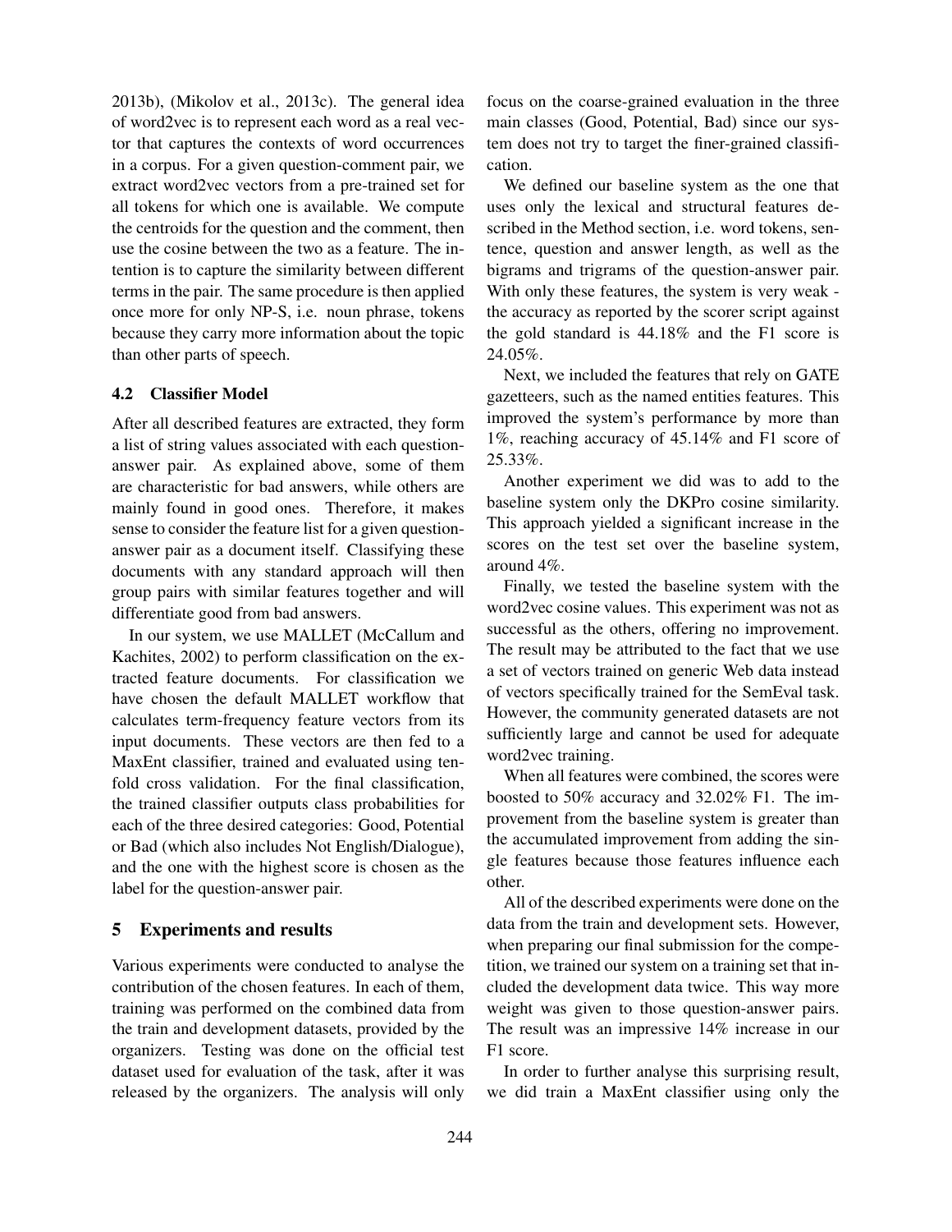2013b), (Mikolov et al., 2013c). The general idea of word2vec is to represent each word as a real vector that captures the contexts of word occurrences in a corpus. For a given question-comment pair, we extract word2vec vectors from a pre-trained set for all tokens for which one is available. We compute the centroids for the question and the comment, then use the cosine between the two as a feature. The intention is to capture the similarity between different terms in the pair. The same procedure is then applied once more for only NP-S, i.e. noun phrase, tokens because they carry more information about the topic than other parts of speech.

### 4.2 Classifier Model

After all described features are extracted, they form a list of string values associated with each question-answer pair. As explained above, some of them are characteristic for bad answers, while others are mainly found in good ones. Therefore, it makes sense to consider the feature list for a given question-answer pair as a document itself. Classifying these documents with any standard approach will then group pairs with similar features together and will differentiate good from bad answers.

In our system, we use MALLET (McCallum and Kachites, 2002) to perform classification on the extracted feature documents. For classification we have chosen the default MALLET workflow that calculates term-frequency feature vectors from its input documents. These vectors are then fed to a MaxEnt classifier, trained and evaluated using ten-fold cross validation. For the final classification, the trained classifier outputs class probabilities for each of the three desired categories: Good, Potential or Bad (which also includes Not English/Dialogue), and the one with the highest score is chosen as the label for the question-answer pair.

## 5 Experiments and results

Various experiments were conducted to analyse the contribution of the chosen features. In each of them, training was performed on the combined data from the train and development datasets, provided by the organizers. Testing was done on the official test dataset used for evaluation of the task, after it was released by the organizers. The analysis will only focus on the coarse-grained evaluation in the three main classes (Good, Potential, Bad) since our system does not try to target the finer-grained classification.

We defined our baseline system as the one that uses only the lexical and structural features described in the Method section, i.e. word tokens, sentence, question and answer length, as well as the bigrams and trigrams of the question-answer pair. With only these features, the system is very weak - the accuracy as reported by the scorer script against the gold standard is 44.18% and the F1 score is 24.05%.

Next, we included the features that rely on GATE gazetteers, such as the named entities features. This improved the system's performance by more than 1%, reaching accuracy of 45.14% and F1 score of 25.33%.

Another experiment we did was to add to the baseline system only the DKPro cosine similarity. This approach yielded a significant increase in the scores on the test set over the baseline system, around 4%.

Finally, we tested the baseline system with the word2vec cosine values. This experiment was not as successful as the others, offering no improvement. The result may be attributed to the fact that we use a set of vectors trained on generic Web data instead of vectors specifically trained for the SemEval task. However, the community generated datasets are not sufficiently large and cannot be used for adequate word2vec training.

When all features were combined, the scores were boosted to 50% accuracy and 32.02% F1. The improvement from the baseline system is greater than the accumulated improvement from adding the single features because those features influence each other.

All of the described experiments were done on the data from the train and development sets. However, when preparing our final submission for the competition, we trained our system on a training set that included the development data twice. This way more weight was given to those question-answer pairs. The result was an impressive 14% increase in our F1 score.

In order to further analyse this surprising result, we did train a MaxEnt classifier using only the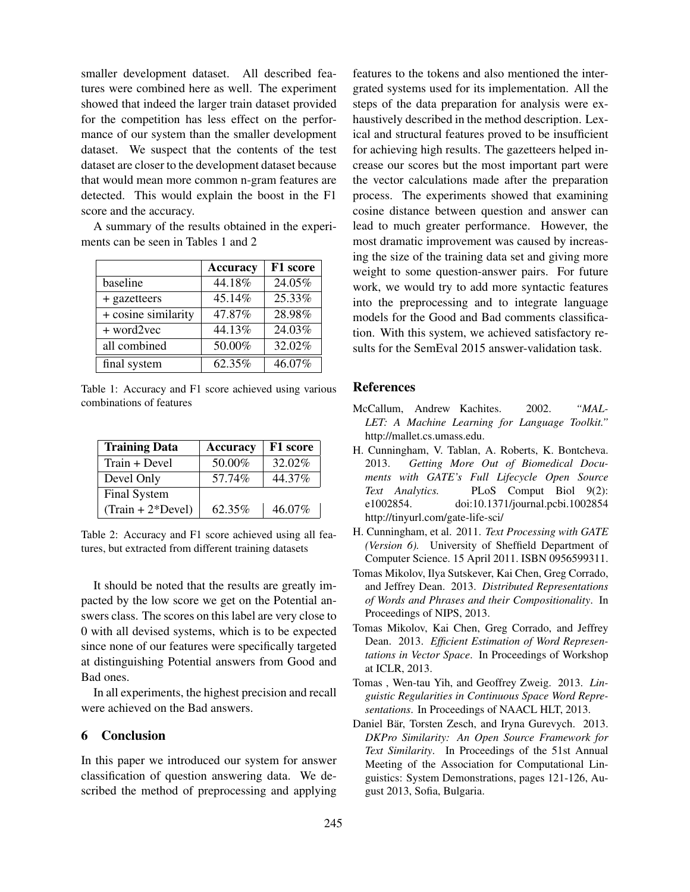smaller development dataset. All described features were combined here as well. The experiment showed that indeed the larger train dataset provided for the competition has less effect on the performance of our system than the smaller development dataset. We suspect that the contents of the test dataset are closer to the development dataset because that would mean more common n-gram features are detected. This would explain the boost in the F1 score and the accuracy.

A summary of the results obtained in the experiments can be seen in Tables 1 and 2

| | **Accuracy** | **F1 score** |
|---|---|---|
| baseline | 44.18% | 24.05% |
| + gazetteers | 45.14% | 25.33% |
| + cosine similarity | 47.87% | 28.98% |
| + word2vec | 44.13% | 24.03% |
| all combined | 50.00% | 32.02% |
| final system | 62.35% | 46.07% |

Table 1: Accuracy and F1 score achieved using various combinations of features

| **Training Data** | **Accuracy** | **F1 score** |
|---|---|---|
| Train + Devel | 50.00% | 32.02% |
| Devel Only | 57.74% | 44.37% |
| Final System (Train + 2*Devel) | 62.35% | 46.07% |

Table 2: Accuracy and F1 score achieved using all features, but extracted from different training datasets

It should be noted that the results are greatly impacted by the low score we get on the Potential answers class. The scores on this label are very close to 0 with all devised systems, which is to be expected since none of our features were specifically targeted at distinguishing Potential answers from Good and Bad ones.

In all experiments, the highest precision and recall were achieved on the Bad answers.

## 6 Conclusion

In this paper we introduced our system for answer classification of question answering data. We described the method of preprocessing and applying features to the tokens and also mentioned the intergrated systems used for its implementation. All the steps of the data preparation for analysis were exhaustively described in the method description. Lexical and structural features proved to be insufficient for achieving high results. The gazetteers helped increase our scores but the most important part were the vector calculations made after the preparation process. The experiments showed that examining cosine distance between question and answer can lead to much greater performance. However, the most dramatic improvement was caused by increasing the size of the training data set and giving more weight to some question-answer pairs. For future work, we would try to add more syntactic features into the preprocessing and to integrate language models for the Good and Bad comments classification. With this system, we achieved satisfactory results for the SemEval 2015 answer-validation task.

## References

McCallum, Andrew Kachites. 2002. *"MALLET: A Machine Learning for Language Toolkit."* http://mallet.cs.umass.edu.

H. Cunningham, V. Tablan, A. Roberts, K. Bontcheva. 2013. *Getting More Out of Biomedical Documents with GATE's Full Lifecycle Open Source Text Analytics.* PLoS Comput Biol 9(2): e1002854. doi:10.1371/journal.pcbi.1002854 http://tinyurl.com/gate-life-sci/

H. Cunningham, et al. 2011. *Text Processing with GATE (Version 6).* University of Sheffield Department of Computer Science. 15 April 2011. ISBN 0956599311.

Tomas Mikolov, Ilya Sutskever, Kai Chen, Greg Corrado, and Jeffrey Dean. 2013. *Distributed Representations of Words and Phrases and their Compositionality*. In Proceedings of NIPS, 2013.

Tomas Mikolov, Kai Chen, Greg Corrado, and Jeffrey Dean. 2013. *Efficient Estimation of Word Representations in Vector Space*. In Proceedings of Workshop at ICLR, 2013.

Tomas , Wen-tau Yih, and Geoffrey Zweig. 2013. *Linguistic Regularities in Continuous Space Word Representations.* In Proceedings of NAACL HLT, 2013.

Daniel Bär, Torsten Zesch, and Iryna Gurevych. 2013. *DKPro Similarity: An Open Source Framework for Text Similarity*. In Proceedings of the 51st Annual Meeting of the Association for Computational Linguistics: System Demonstrations, pages 121-126, August 2013, Sofia, Bulgaria.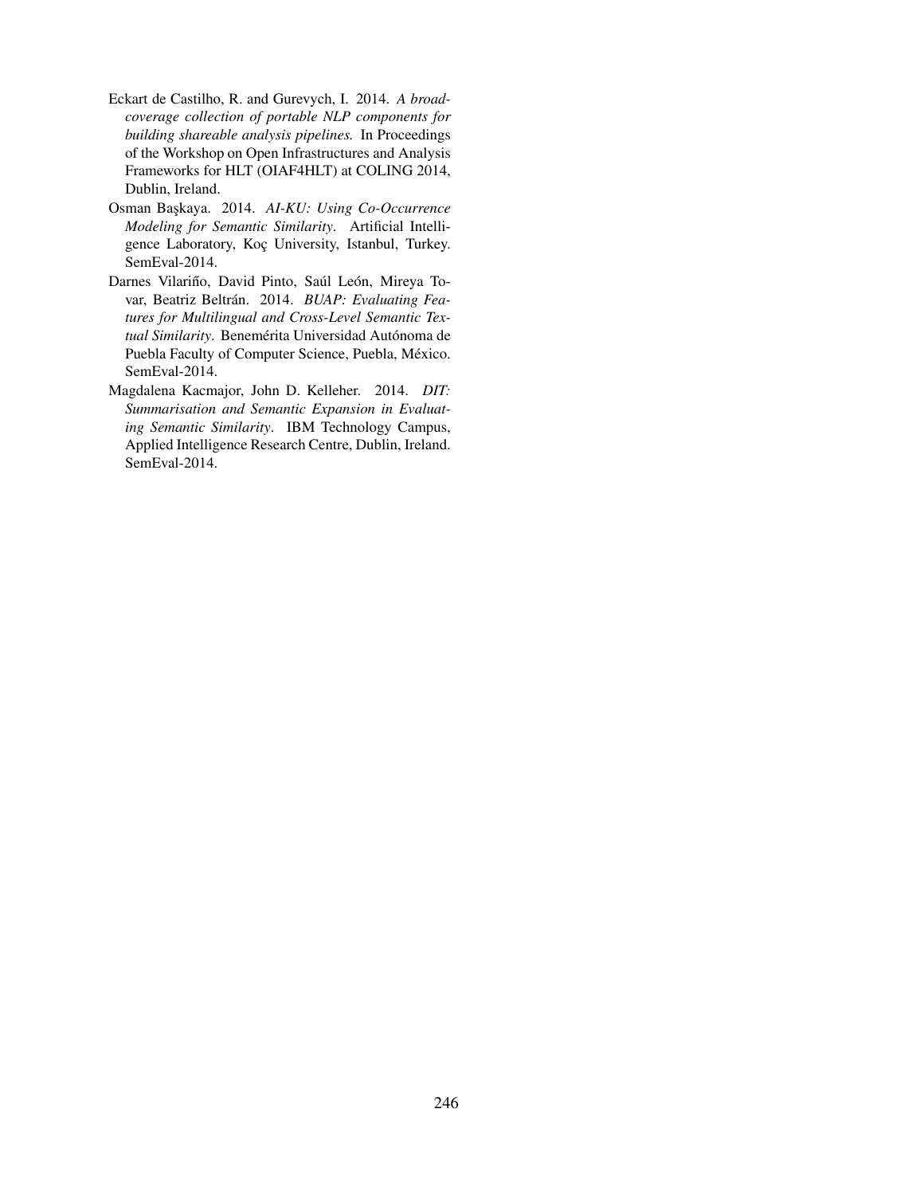Eckart de Castilho, R. and Gurevych, I. 2014. *A broad-coverage collection of portable NLP components for building shareable analysis pipelines.* In Proceedings of the Workshop on Open Infrastructures and Analysis Frameworks for HLT (OIAF4HLT) at COLING 2014, Dublin, Ireland.

Osman Başkaya. 2014. *AI-KU: Using Co-Occurrence Modeling for Semantic Similarity*. Artificial Intelligence Laboratory, Koç University, Istanbul, Turkey. SemEval-2014.

Darnes Vilariño, David Pinto, Saúl León, Mireya Tovar, Beatriz Beltrán. 2014. *BUAP: Evaluating Features for Multilingual and Cross-Level Semantic Textual Similarity*. Benemérita Universidad Autónoma de Puebla Faculty of Computer Science, Puebla, México. SemEval-2014.

Magdalena Kacmajor, John D. Kelleher. 2014. *DIT: Summarisation and Semantic Expansion in Evaluating Semantic Similarity*. IBM Technology Campus, Applied Intelligence Research Centre, Dublin, Ireland. SemEval-2014.